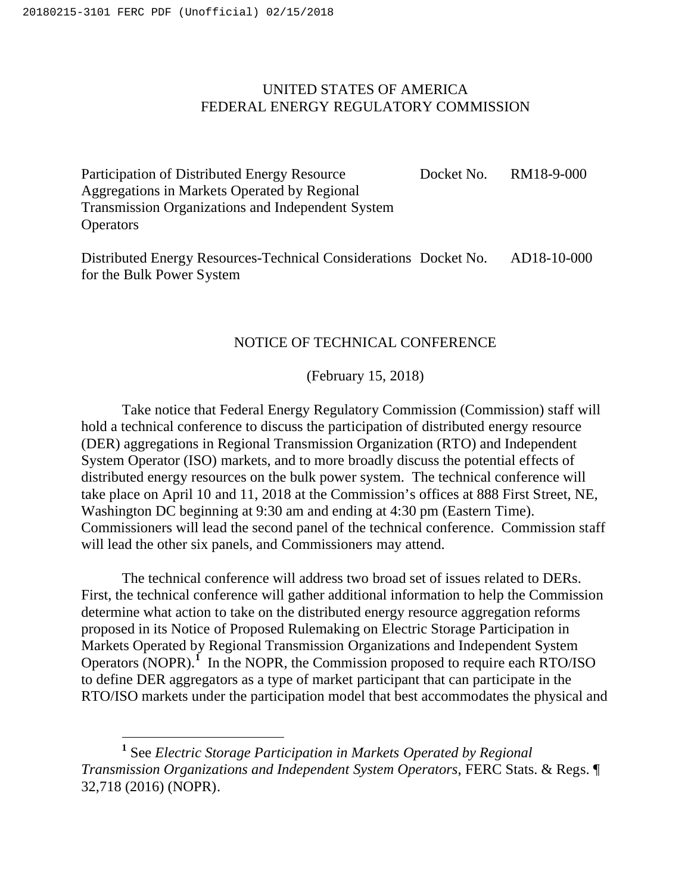UNITED STATES OF AMERICA
FEDERAL ENERGY REGULATORY COMMISSION

| | | |
|---|---|---|
| Participation of Distributed Energy Resource Aggregations in Markets Operated by Regional Transmission Organizations and Independent System Operators | Docket No. | RM18-9-000 |
| Distributed Energy Resources-Technical Considerations for the Bulk Power System | Docket No. | AD18-10-000 |

NOTICE OF TECHNICAL CONFERENCE

(February 15, 2018)

Take notice that Federal Energy Regulatory Commission (Commission) staff will hold a technical conference to discuss the participation of distributed energy resource (DER) aggregations in Regional Transmission Organization (RTO) and Independent System Operator (ISO) markets, and to more broadly discuss the potential effects of distributed energy resources on the bulk power system. The technical conference will take place on April 10 and 11, 2018 at the Commission's offices at 888 First Street, NE, Washington DC beginning at 9:30 am and ending at 4:30 pm (Eastern Time). Commissioners will lead the second panel of the technical conference. Commission staff will lead the other six panels, and Commissioners may attend.

The technical conference will address two broad set of issues related to DERs. First, the technical conference will gather additional information to help the Commission determine what action to take on the distributed energy resource aggregation reforms proposed in its Notice of Proposed Rulemaking on Electric Storage Participation in Markets Operated by Regional Transmission Organizations and Independent System Operators (NOPR).[1] In the NOPR, the Commission proposed to require each RTO/ISO to define DER aggregators as a type of market participant that can participate in the RTO/ISO markets under the participation model that best accommodates the physical and

[1] See *Electric Storage Participation in Markets Operated by Regional Transmission Organizations and Independent System Operators*, FERC Stats. & Regs. ¶ 32,718 (2016) (NOPR).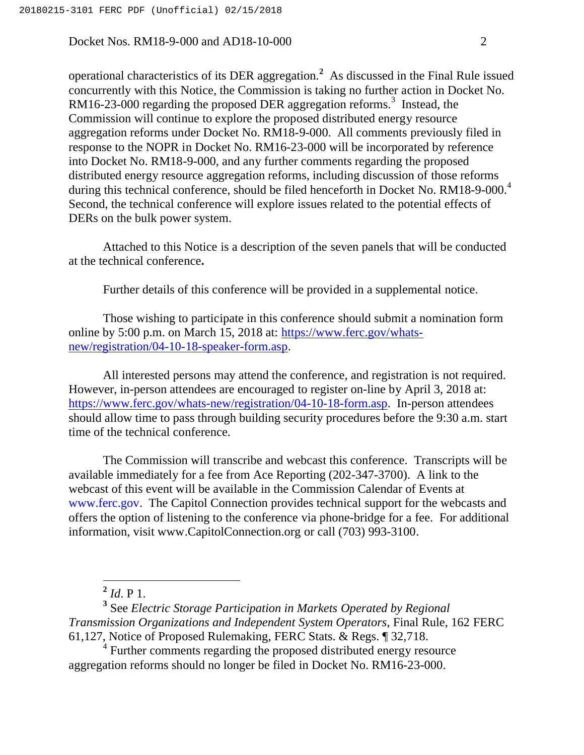operational characteristics of its DER aggregation.[2] As discussed in the Final Rule issued concurrently with this Notice, the Commission is taking no further action in Docket No. RM16-23-000 regarding the proposed DER aggregation reforms.[3] Instead, the Commission will continue to explore the proposed distributed energy resource aggregation reforms under Docket No. RM18-9-000. All comments previously filed in response to the NOPR in Docket No. RM16-23-000 will be incorporated by reference into Docket No. RM18-9-000, and any further comments regarding the proposed distributed energy resource aggregation reforms, including discussion of those reforms during this technical conference, should be filed henceforth in Docket No. RM18-9-000.[4] Second, the technical conference will explore issues related to the potential effects of DERs on the bulk power system.

Attached to this Notice is a description of the seven panels that will be conducted at the technical conference**.**

Further details of this conference will be provided in a supplemental notice.

Those wishing to participate in this conference should submit a nomination form online by 5:00 p.m. on March 15, 2018 at: https://www.ferc.gov/whats-new/registration/04-10-18-speaker-form.asp.

All interested persons may attend the conference, and registration is not required. However, in-person attendees are encouraged to register on-line by April 3, 2018 at: https://www.ferc.gov/whats-new/registration/04-10-18-form.asp. In-person attendees should allow time to pass through building security procedures before the 9:30 a.m. start time of the technical conference.

The Commission will transcribe and webcast this conference. Transcripts will be available immediately for a fee from Ace Reporting (202-347-3700). A link to the webcast of this event will be available in the Commission Calendar of Events at www.ferc.gov. The Capitol Connection provides technical support for the webcasts and offers the option of listening to the conference via phone-bridge for a fee. For additional information, visit www.CapitolConnection.org or call (703) 993-3100.

---

[2] *Id.* P 1.

[3] See *Electric Storage Participation in Markets Operated by Regional Transmission Organizations and Independent System Operators*, Final Rule, 162 FERC 61,127, Notice of Proposed Rulemaking, FERC Stats. & Regs. ¶ 32,718.

[4] Further comments regarding the proposed distributed energy resource aggregation reforms should no longer be filed in Docket No. RM16-23-000.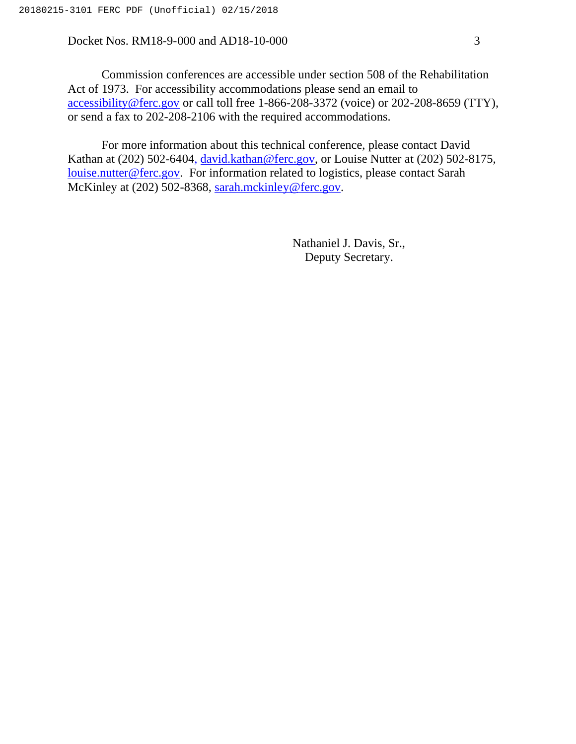Commission conferences are accessible under section 508 of the Rehabilitation Act of 1973. For accessibility accommodations please send an email to accessibility@ferc.gov or call toll free 1-866-208-3372 (voice) or 202-208-8659 (TTY), or send a fax to 202-208-2106 with the required accommodations.

For more information about this technical conference, please contact David Kathan at (202) 502-6404, david.kathan@ferc.gov, or Louise Nutter at (202) 502-8175, louise.nutter@ferc.gov. For information related to logistics, please contact Sarah McKinley at (202) 502-8368, sarah.mckinley@ferc.gov.

Nathaniel J. Davis, Sr.,
Deputy Secretary.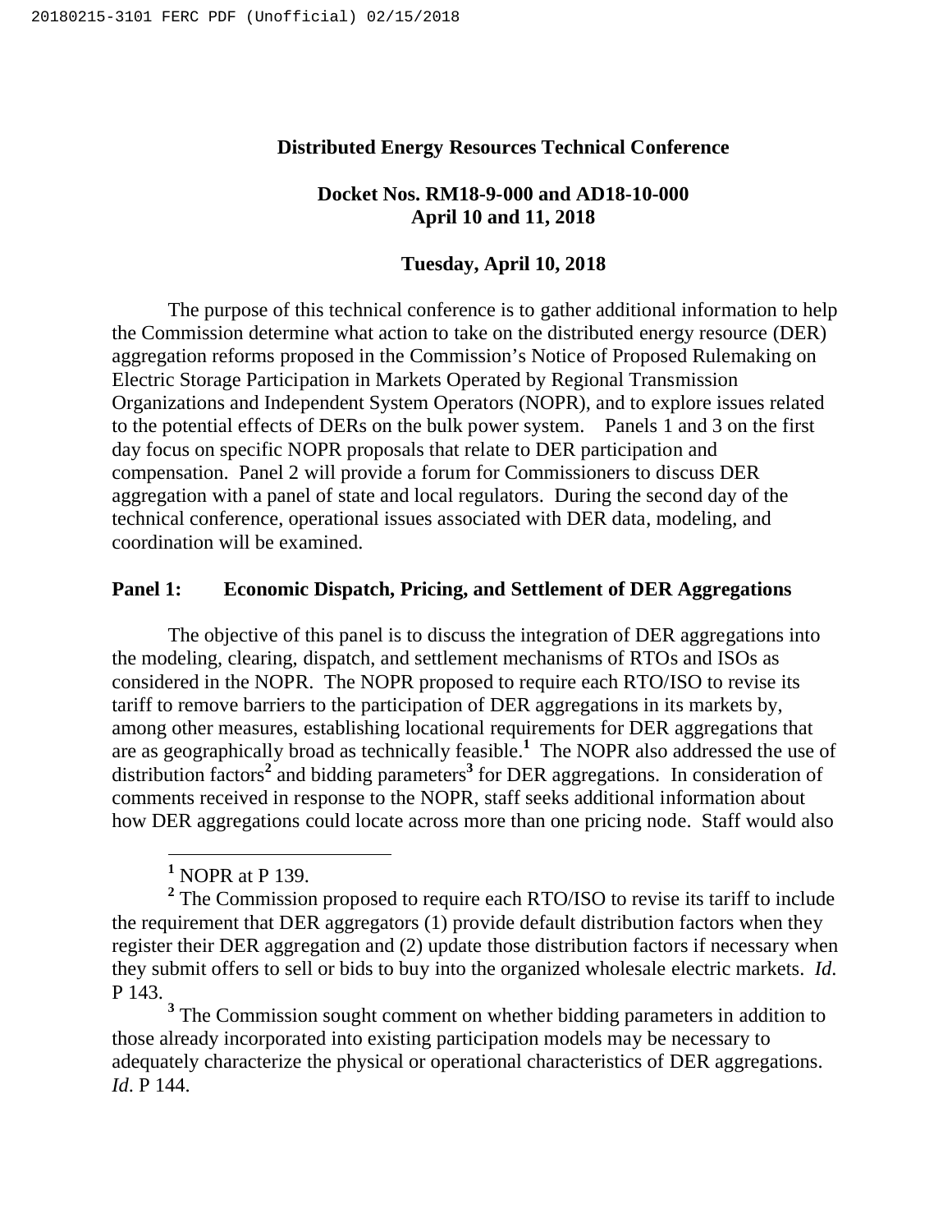**Distributed Energy Resources Technical Conference**

**Docket Nos. RM18-9-000 and AD18-10-000**
**April 10 and 11, 2018**

**Tuesday, April 10, 2018**

The purpose of this technical conference is to gather additional information to help the Commission determine what action to take on the distributed energy resource (DER) aggregation reforms proposed in the Commission's Notice of Proposed Rulemaking on Electric Storage Participation in Markets Operated by Regional Transmission Organizations and Independent System Operators (NOPR), and to explore issues related to the potential effects of DERs on the bulk power system. Panels 1 and 3 on the first day focus on specific NOPR proposals that relate to DER participation and compensation. Panel 2 will provide a forum for Commissioners to discuss DER aggregation with a panel of state and local regulators. During the second day of the technical conference, operational issues associated with DER data, modeling, and coordination will be examined.

## Panel 1: Economic Dispatch, Pricing, and Settlement of DER Aggregations

The objective of this panel is to discuss the integration of DER aggregations into the modeling, clearing, dispatch, and settlement mechanisms of RTOs and ISOs as considered in the NOPR. The NOPR proposed to require each RTO/ISO to revise its tariff to remove barriers to the participation of DER aggregations in its markets by, among other measures, establishing locational requirements for DER aggregations that are as geographically broad as technically feasible.[1] The NOPR also addressed the use of distribution factors[2] and bidding parameters[3] for DER aggregations. In consideration of comments received in response to the NOPR, staff seeks additional information about how DER aggregations could locate across more than one pricing node. Staff would also

---

[1] NOPR at P 139.

[2] The Commission proposed to require each RTO/ISO to revise its tariff to include the requirement that DER aggregators (1) provide default distribution factors when they register their DER aggregation and (2) update those distribution factors if necessary when they submit offers to sell or bids to buy into the organized wholesale electric markets. *Id.* P 143.

[3] The Commission sought comment on whether bidding parameters in addition to those already incorporated into existing participation models may be necessary to adequately characterize the physical or operational characteristics of DER aggregations. *Id.* P 144.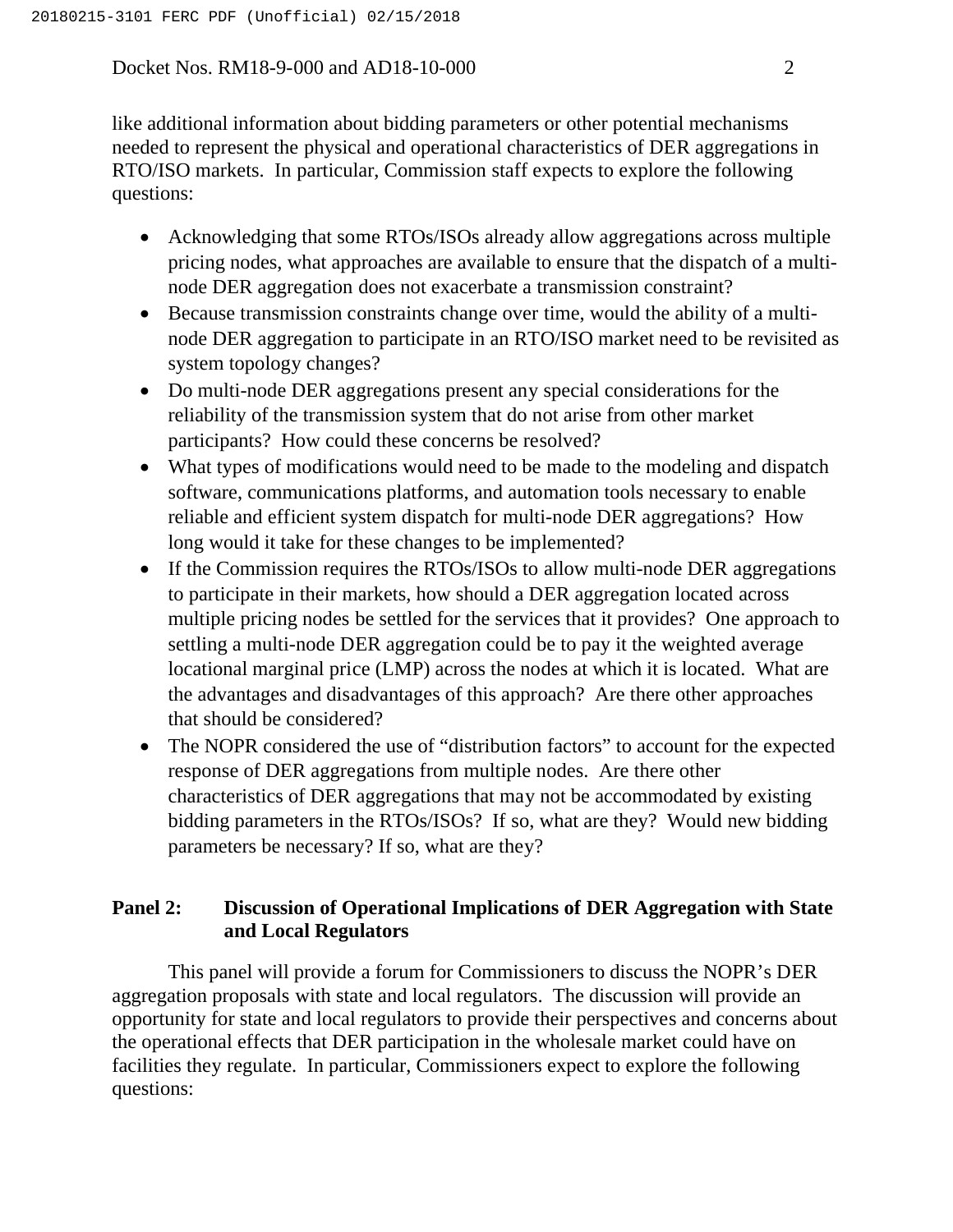like additional information about bidding parameters or other potential mechanisms needed to represent the physical and operational characteristics of DER aggregations in RTO/ISO markets. In particular, Commission staff expects to explore the following questions:

- Acknowledging that some RTOs/ISOs already allow aggregations across multiple pricing nodes, what approaches are available to ensure that the dispatch of a multi-node DER aggregation does not exacerbate a transmission constraint?
- Because transmission constraints change over time, would the ability of a multi-node DER aggregation to participate in an RTO/ISO market need to be revisited as system topology changes?
- Do multi-node DER aggregations present any special considerations for the reliability of the transmission system that do not arise from other market participants? How could these concerns be resolved?
- What types of modifications would need to be made to the modeling and dispatch software, communications platforms, and automation tools necessary to enable reliable and efficient system dispatch for multi-node DER aggregations? How long would it take for these changes to be implemented?
- If the Commission requires the RTOs/ISOs to allow multi-node DER aggregations to participate in their markets, how should a DER aggregation located across multiple pricing nodes be settled for the services that it provides? One approach to settling a multi-node DER aggregation could be to pay it the weighted average locational marginal price (LMP) across the nodes at which it is located. What are the advantages and disadvantages of this approach? Are there other approaches that should be considered?
- The NOPR considered the use of "distribution factors" to account for the expected response of DER aggregations from multiple nodes. Are there other characteristics of DER aggregations that may not be accommodated by existing bidding parameters in the RTOs/ISOs? If so, what are they? Would new bidding parameters be necessary? If so, what are they?

## Panel 2: Discussion of Operational Implications of DER Aggregation with State and Local Regulators

This panel will provide a forum for Commissioners to discuss the NOPR's DER aggregation proposals with state and local regulators. The discussion will provide an opportunity for state and local regulators to provide their perspectives and concerns about the operational effects that DER participation in the wholesale market could have on facilities they regulate. In particular, Commissioners expect to explore the following questions: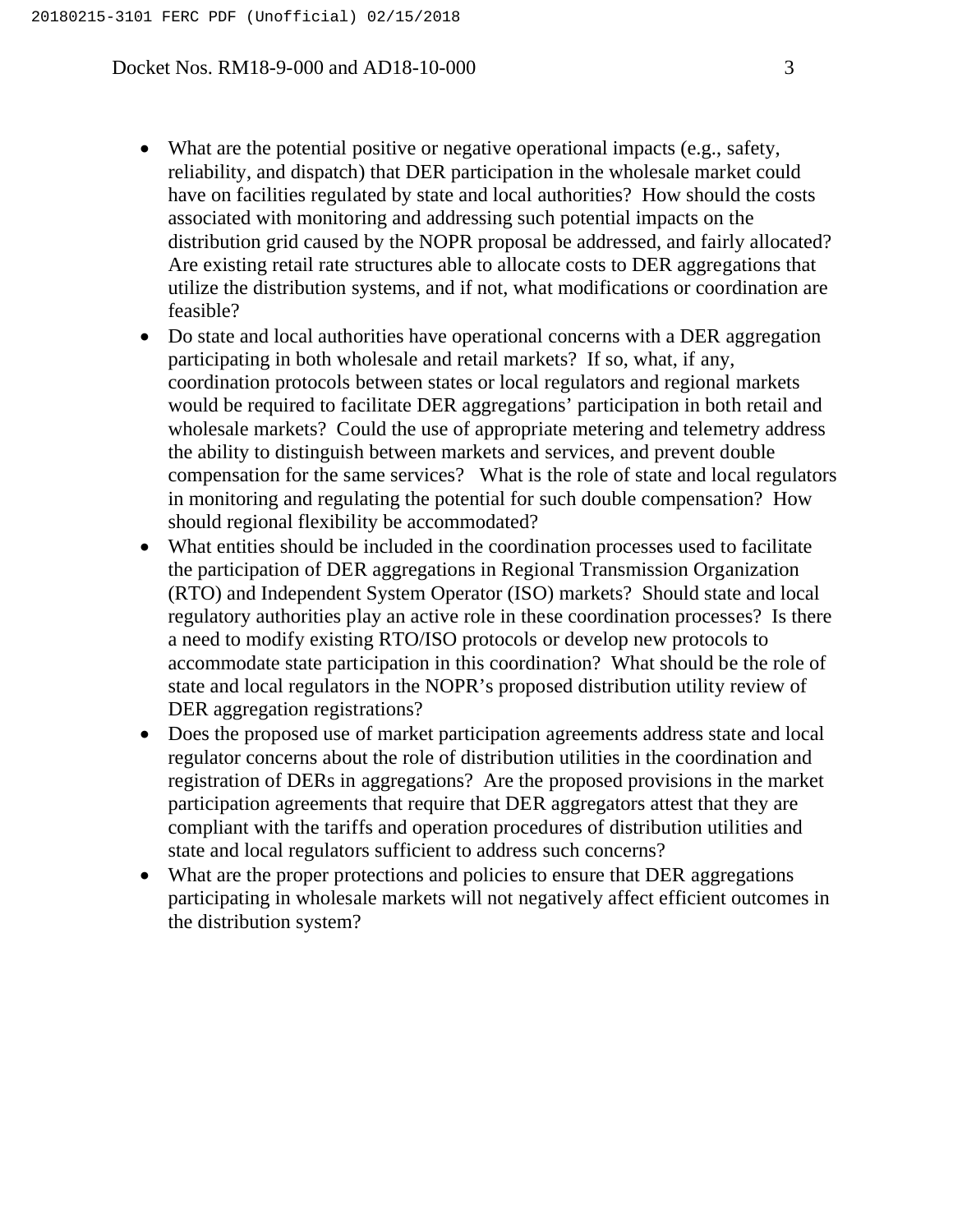- What are the potential positive or negative operational impacts (e.g., safety, reliability, and dispatch) that DER participation in the wholesale market could have on facilities regulated by state and local authorities? How should the costs associated with monitoring and addressing such potential impacts on the distribution grid caused by the NOPR proposal be addressed, and fairly allocated? Are existing retail rate structures able to allocate costs to DER aggregations that utilize the distribution systems, and if not, what modifications or coordination are feasible?
- Do state and local authorities have operational concerns with a DER aggregation participating in both wholesale and retail markets? If so, what, if any, coordination protocols between states or local regulators and regional markets would be required to facilitate DER aggregations' participation in both retail and wholesale markets? Could the use of appropriate metering and telemetry address the ability to distinguish between markets and services, and prevent double compensation for the same services? What is the role of state and local regulators in monitoring and regulating the potential for such double compensation? How should regional flexibility be accommodated?
- What entities should be included in the coordination processes used to facilitate the participation of DER aggregations in Regional Transmission Organization (RTO) and Independent System Operator (ISO) markets? Should state and local regulatory authorities play an active role in these coordination processes? Is there a need to modify existing RTO/ISO protocols or develop new protocols to accommodate state participation in this coordination? What should be the role of state and local regulators in the NOPR's proposed distribution utility review of DER aggregation registrations?
- Does the proposed use of market participation agreements address state and local regulator concerns about the role of distribution utilities in the coordination and registration of DERs in aggregations? Are the proposed provisions in the market participation agreements that require that DER aggregators attest that they are compliant with the tariffs and operation procedures of distribution utilities and state and local regulators sufficient to address such concerns?
- What are the proper protections and policies to ensure that DER aggregations participating in wholesale markets will not negatively affect efficient outcomes in the distribution system?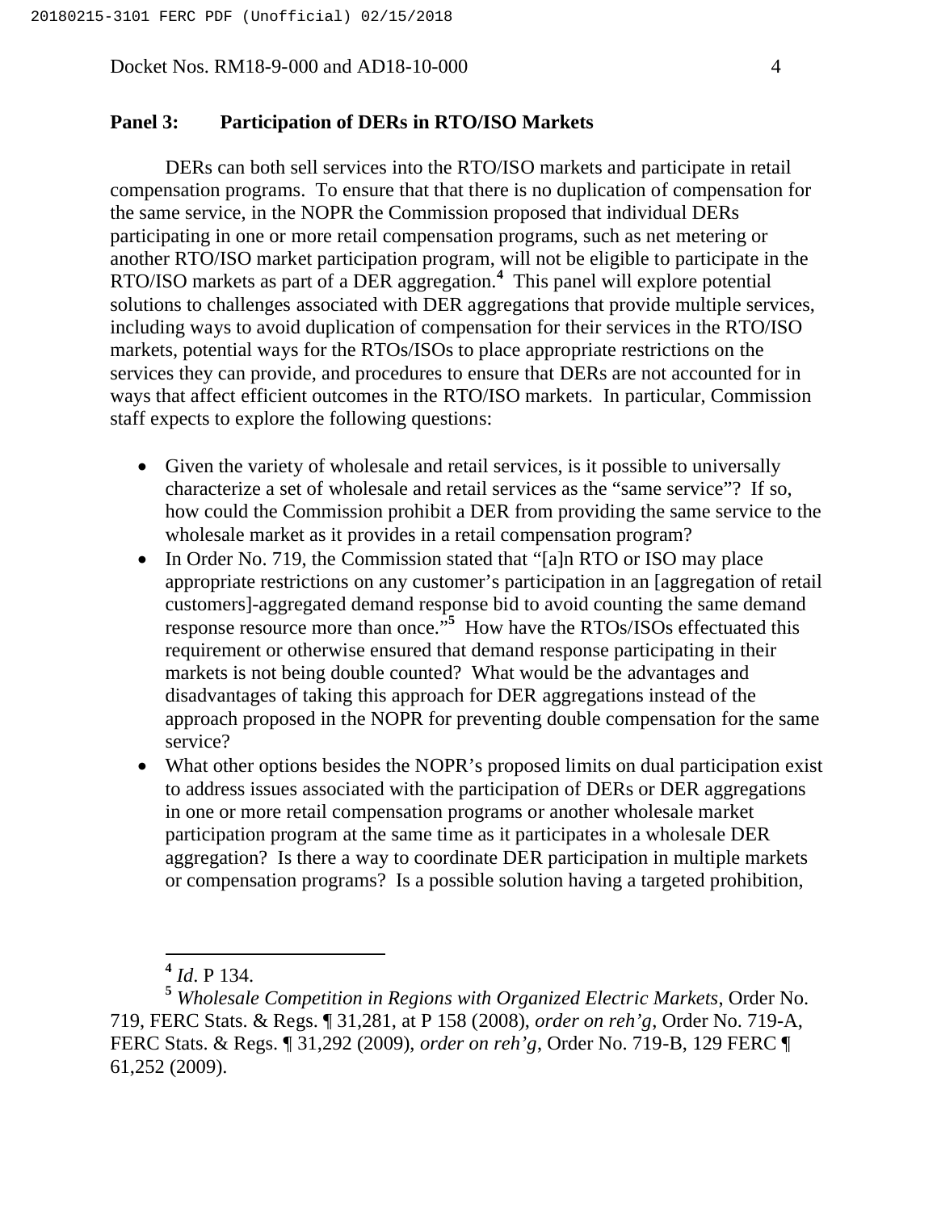## Panel 3: Participation of DERs in RTO/ISO Markets

DERs can both sell services into the RTO/ISO markets and participate in retail compensation programs. To ensure that that there is no duplication of compensation for the same service, in the NOPR the Commission proposed that individual DERs participating in one or more retail compensation programs, such as net metering or another RTO/ISO market participation program, will not be eligible to participate in the RTO/ISO markets as part of a DER aggregation.[4] This panel will explore potential solutions to challenges associated with DER aggregations that provide multiple services, including ways to avoid duplication of compensation for their services in the RTO/ISO markets, potential ways for the RTOs/ISOs to place appropriate restrictions on the services they can provide, and procedures to ensure that DERs are not accounted for in ways that affect efficient outcomes in the RTO/ISO markets. In particular, Commission staff expects to explore the following questions:

- Given the variety of wholesale and retail services, is it possible to universally characterize a set of wholesale and retail services as the "same service"? If so, how could the Commission prohibit a DER from providing the same service to the wholesale market as it provides in a retail compensation program?
- In Order No. 719, the Commission stated that "[a]n RTO or ISO may place appropriate restrictions on any customer's participation in an [aggregation of retail customers]-aggregated demand response bid to avoid counting the same demand response resource more than once."[5] How have the RTOs/ISOs effectuated this requirement or otherwise ensured that demand response participating in their markets is not being double counted? What would be the advantages and disadvantages of taking this approach for DER aggregations instead of the approach proposed in the NOPR for preventing double compensation for the same service?
- What other options besides the NOPR's proposed limits on dual participation exist to address issues associated with the participation of DERs or DER aggregations in one or more retail compensation programs or another wholesale market participation program at the same time as it participates in a wholesale DER aggregation? Is there a way to coordinate DER participation in multiple markets or compensation programs? Is a possible solution having a targeted prohibition,

---

[4] *Id*. P 134.

[5] *Wholesale Competition in Regions with Organized Electric Markets*, Order No. 719, FERC Stats. & Regs. ¶ 31,281, at P 158 (2008), *order on reh'g*, Order No. 719-A, FERC Stats. & Regs. ¶ 31,292 (2009), *order on reh'g*, Order No. 719-B, 129 FERC ¶ 61,252 (2009).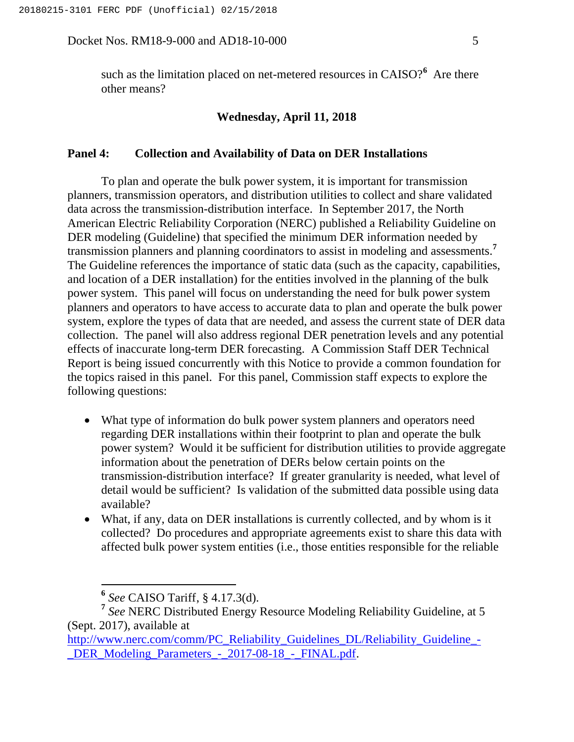such as the limitation placed on net-metered resources in CAISO?[6] Are there other means?

**Wednesday, April 11, 2018**

## Panel 4: Collection and Availability of Data on DER Installations

To plan and operate the bulk power system, it is important for transmission planners, transmission operators, and distribution utilities to collect and share validated data across the transmission-distribution interface. In September 2017, the North American Electric Reliability Corporation (NERC) published a Reliability Guideline on DER modeling (Guideline) that specified the minimum DER information needed by transmission planners and planning coordinators to assist in modeling and assessments.[7] The Guideline references the importance of static data (such as the capacity, capabilities, and location of a DER installation) for the entities involved in the planning of the bulk power system. This panel will focus on understanding the need for bulk power system planners and operators to have access to accurate data to plan and operate the bulk power system, explore the types of data that are needed, and assess the current state of DER data collection. The panel will also address regional DER penetration levels and any potential effects of inaccurate long-term DER forecasting. A Commission Staff DER Technical Report is being issued concurrently with this Notice to provide a common foundation for the topics raised in this panel. For this panel, Commission staff expects to explore the following questions:

- What type of information do bulk power system planners and operators need regarding DER installations within their footprint to plan and operate the bulk power system? Would it be sufficient for distribution utilities to provide aggregate information about the penetration of DERs below certain points on the transmission-distribution interface? If greater granularity is needed, what level of detail would be sufficient? Is validation of the submitted data possible using data available?
- What, if any, data on DER installations is currently collected, and by whom is it collected? Do procedures and appropriate agreements exist to share this data with affected bulk power system entities (i.e., those entities responsible for the reliable

---

[6] *See* CAISO Tariff, § 4.17.3(d).

[7] *See* NERC Distributed Energy Resource Modeling Reliability Guideline, at 5 (Sept. 2017), available at http://www.nerc.com/comm/PC_Reliability_Guidelines_DL/Reliability_Guideline_-_DER_Modeling_Parameters_-_2017-08-18_-_FINAL.pdf.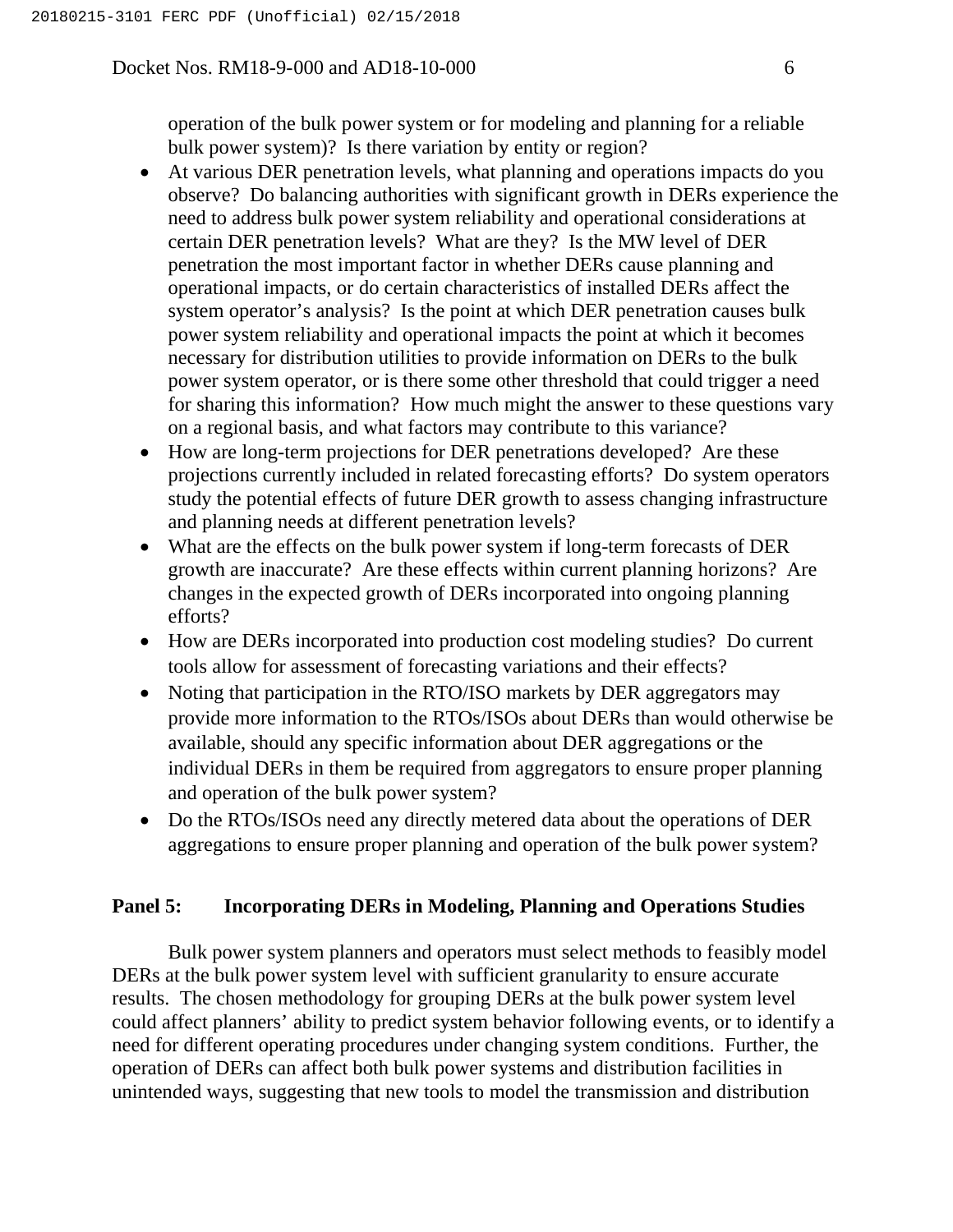operation of the bulk power system or for modeling and planning for a reliable bulk power system)? Is there variation by entity or region?

- At various DER penetration levels, what planning and operations impacts do you observe? Do balancing authorities with significant growth in DERs experience the need to address bulk power system reliability and operational considerations at certain DER penetration levels? What are they? Is the MW level of DER penetration the most important factor in whether DERs cause planning and operational impacts, or do certain characteristics of installed DERs affect the system operator's analysis? Is the point at which DER penetration causes bulk power system reliability and operational impacts the point at which it becomes necessary for distribution utilities to provide information on DERs to the bulk power system operator, or is there some other threshold that could trigger a need for sharing this information? How much might the answer to these questions vary on a regional basis, and what factors may contribute to this variance?
- How are long-term projections for DER penetrations developed? Are these projections currently included in related forecasting efforts? Do system operators study the potential effects of future DER growth to assess changing infrastructure and planning needs at different penetration levels?
- What are the effects on the bulk power system if long-term forecasts of DER growth are inaccurate? Are these effects within current planning horizons? Are changes in the expected growth of DERs incorporated into ongoing planning efforts?
- How are DERs incorporated into production cost modeling studies? Do current tools allow for assessment of forecasting variations and their effects?
- Noting that participation in the RTO/ISO markets by DER aggregators may provide more information to the RTOs/ISOs about DERs than would otherwise be available, should any specific information about DER aggregations or the individual DERs in them be required from aggregators to ensure proper planning and operation of the bulk power system?
- Do the RTOs/ISOs need any directly metered data about the operations of DER aggregations to ensure proper planning and operation of the bulk power system?

**Panel 5: Incorporating DERs in Modeling, Planning and Operations Studies**

Bulk power system planners and operators must select methods to feasibly model DERs at the bulk power system level with sufficient granularity to ensure accurate results. The chosen methodology for grouping DERs at the bulk power system level could affect planners' ability to predict system behavior following events, or to identify a need for different operating procedures under changing system conditions. Further, the operation of DERs can affect both bulk power systems and distribution facilities in unintended ways, suggesting that new tools to model the transmission and distribution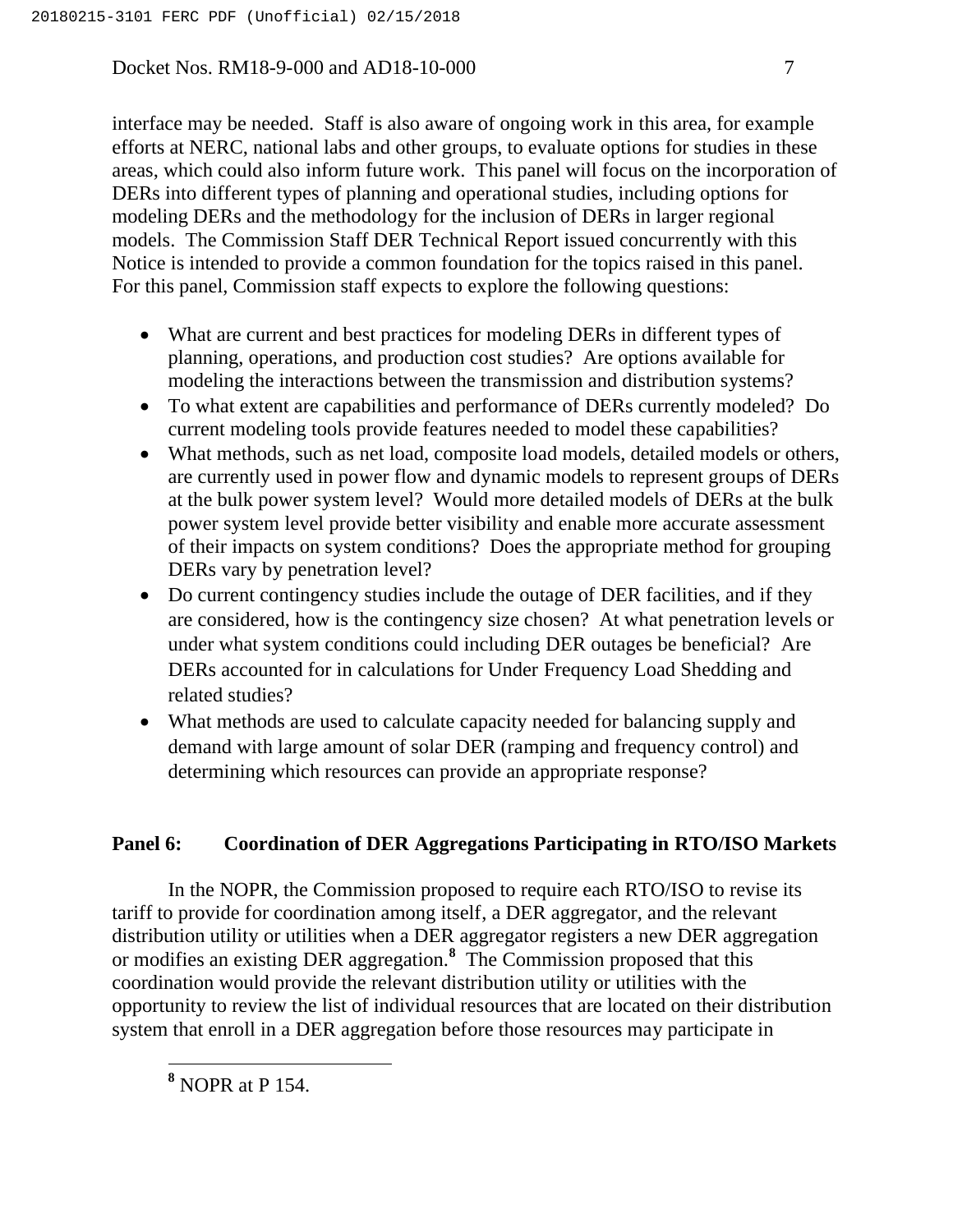interface may be needed. Staff is also aware of ongoing work in this area, for example efforts at NERC, national labs and other groups, to evaluate options for studies in these areas, which could also inform future work. This panel will focus on the incorporation of DERs into different types of planning and operational studies, including options for modeling DERs and the methodology for the inclusion of DERs in larger regional models. The Commission Staff DER Technical Report issued concurrently with this Notice is intended to provide a common foundation for the topics raised in this panel. For this panel, Commission staff expects to explore the following questions:

- What are current and best practices for modeling DERs in different types of planning, operations, and production cost studies? Are options available for modeling the interactions between the transmission and distribution systems?
- To what extent are capabilities and performance of DERs currently modeled? Do current modeling tools provide features needed to model these capabilities?
- What methods, such as net load, composite load models, detailed models or others, are currently used in power flow and dynamic models to represent groups of DERs at the bulk power system level? Would more detailed models of DERs at the bulk power system level provide better visibility and enable more accurate assessment of their impacts on system conditions? Does the appropriate method for grouping DERs vary by penetration level?
- Do current contingency studies include the outage of DER facilities, and if they are considered, how is the contingency size chosen? At what penetration levels or under what system conditions could including DER outages be beneficial? Are DERs accounted for in calculations for Under Frequency Load Shedding and related studies?
- What methods are used to calculate capacity needed for balancing supply and demand with large amount of solar DER (ramping and frequency control) and determining which resources can provide an appropriate response?

**Panel 6: Coordination of DER Aggregations Participating in RTO/ISO Markets**

In the NOPR, the Commission proposed to require each RTO/ISO to revise its tariff to provide for coordination among itself, a DER aggregator, and the relevant distribution utility or utilities when a DER aggregator registers a new DER aggregation or modifies an existing DER aggregation.[8] The Commission proposed that this coordination would provide the relevant distribution utility or utilities with the opportunity to review the list of individual resources that are located on their distribution system that enroll in a DER aggregation before those resources may participate in

[8] NOPR at P 154.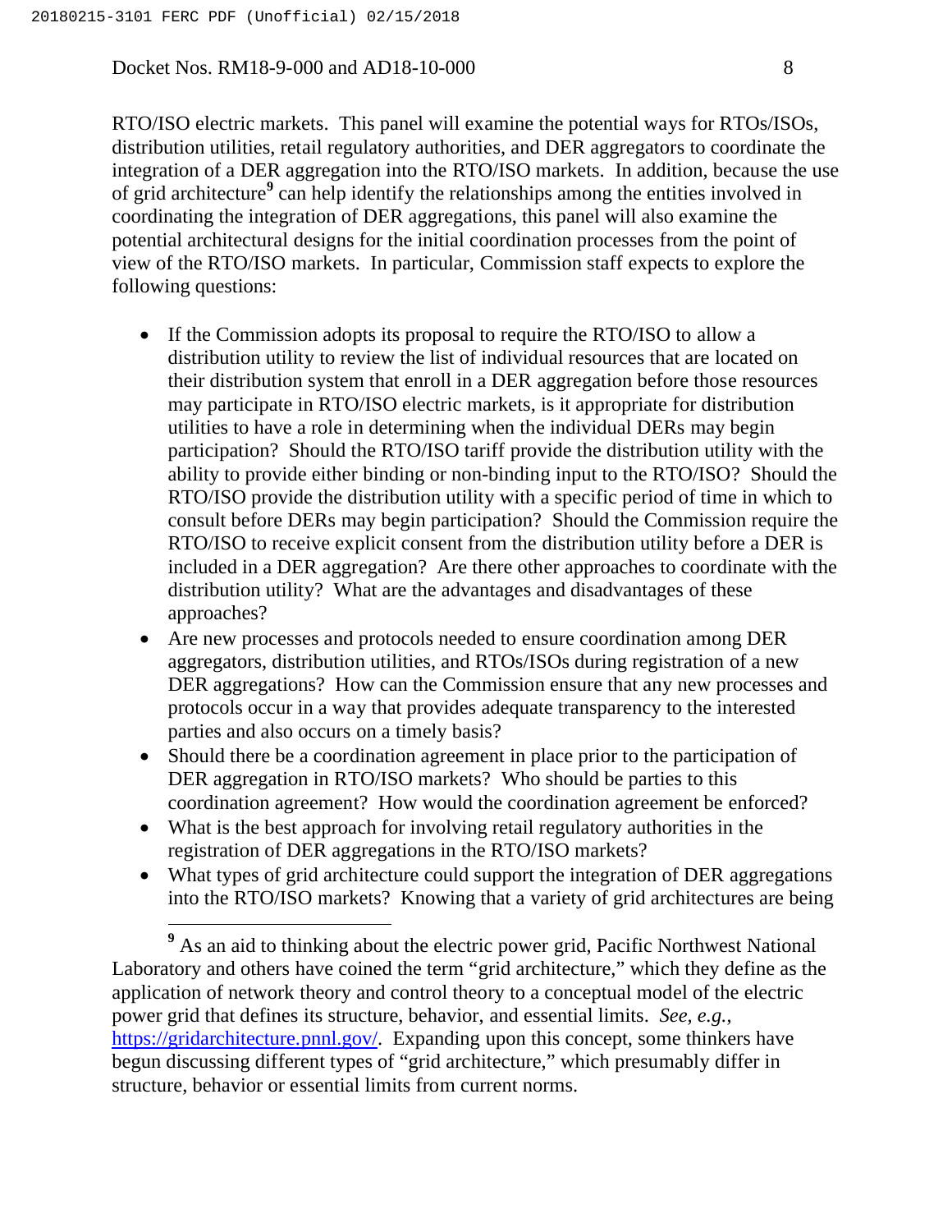RTO/ISO electric markets. This panel will examine the potential ways for RTOs/ISOs, distribution utilities, retail regulatory authorities, and DER aggregators to coordinate the integration of a DER aggregation into the RTO/ISO markets. In addition, because the use of grid architecture[9] can help identify the relationships among the entities involved in coordinating the integration of DER aggregations, this panel will also examine the potential architectural designs for the initial coordination processes from the point of view of the RTO/ISO markets. In particular, Commission staff expects to explore the following questions:

- If the Commission adopts its proposal to require the RTO/ISO to allow a distribution utility to review the list of individual resources that are located on their distribution system that enroll in a DER aggregation before those resources may participate in RTO/ISO electric markets, is it appropriate for distribution utilities to have a role in determining when the individual DERs may begin participation? Should the RTO/ISO tariff provide the distribution utility with the ability to provide either binding or non-binding input to the RTO/ISO? Should the RTO/ISO provide the distribution utility with a specific period of time in which to consult before DERs may begin participation? Should the Commission require the RTO/ISO to receive explicit consent from the distribution utility before a DER is included in a DER aggregation? Are there other approaches to coordinate with the distribution utility? What are the advantages and disadvantages of these approaches?
- Are new processes and protocols needed to ensure coordination among DER aggregators, distribution utilities, and RTOs/ISOs during registration of a new DER aggregations? How can the Commission ensure that any new processes and protocols occur in a way that provides adequate transparency to the interested parties and also occurs on a timely basis?
- Should there be a coordination agreement in place prior to the participation of DER aggregation in RTO/ISO markets? Who should be parties to this coordination agreement? How would the coordination agreement be enforced?
- What is the best approach for involving retail regulatory authorities in the registration of DER aggregations in the RTO/ISO markets?
- What types of grid architecture could support the integration of DER aggregations into the RTO/ISO markets? Knowing that a variety of grid architectures are being

---

[9] As an aid to thinking about the electric power grid, Pacific Northwest National Laboratory and others have coined the term "grid architecture," which they define as the application of network theory and control theory to a conceptual model of the electric power grid that defines its structure, behavior, and essential limits. *See, e.g.*, https://gridarchitecture.pnnl.gov/. Expanding upon this concept, some thinkers have begun discussing different types of "grid architecture," which presumably differ in structure, behavior or essential limits from current norms.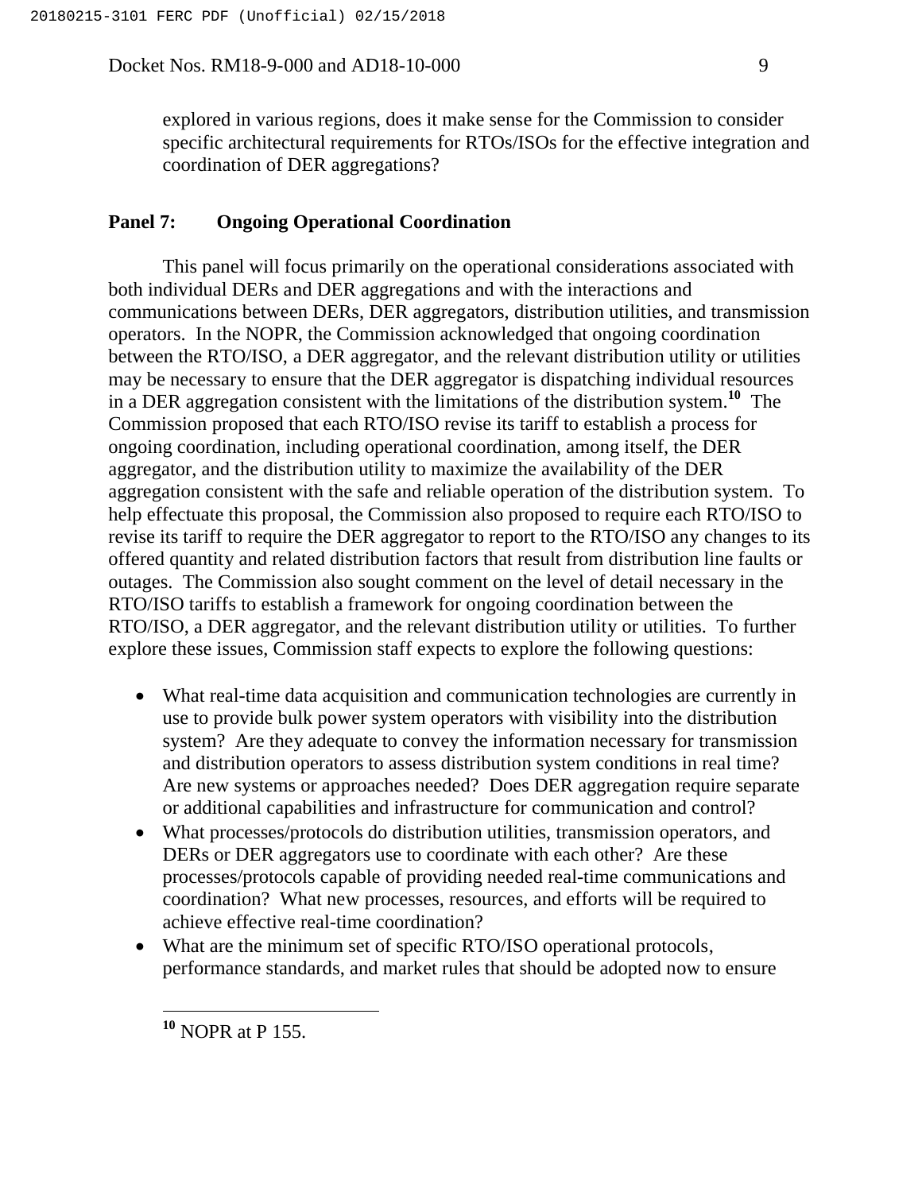explored in various regions, does it make sense for the Commission to consider specific architectural requirements for RTOs/ISOs for the effective integration and coordination of DER aggregations?

**Panel 7: Ongoing Operational Coordination**

This panel will focus primarily on the operational considerations associated with both individual DERs and DER aggregations and with the interactions and communications between DERs, DER aggregators, distribution utilities, and transmission operators. In the NOPR, the Commission acknowledged that ongoing coordination between the RTO/ISO, a DER aggregator, and the relevant distribution utility or utilities may be necessary to ensure that the DER aggregator is dispatching individual resources in a DER aggregation consistent with the limitations of the distribution system.[10] The Commission proposed that each RTO/ISO revise its tariff to establish a process for ongoing coordination, including operational coordination, among itself, the DER aggregator, and the distribution utility to maximize the availability of the DER aggregation consistent with the safe and reliable operation of the distribution system. To help effectuate this proposal, the Commission also proposed to require each RTO/ISO to revise its tariff to require the DER aggregator to report to the RTO/ISO any changes to its offered quantity and related distribution factors that result from distribution line faults or outages. The Commission also sought comment on the level of detail necessary in the RTO/ISO tariffs to establish a framework for ongoing coordination between the RTO/ISO, a DER aggregator, and the relevant distribution utility or utilities. To further explore these issues, Commission staff expects to explore the following questions:

- What real-time data acquisition and communication technologies are currently in use to provide bulk power system operators with visibility into the distribution system? Are they adequate to convey the information necessary for transmission and distribution operators to assess distribution system conditions in real time? Are new systems or approaches needed? Does DER aggregation require separate or additional capabilities and infrastructure for communication and control?
- What processes/protocols do distribution utilities, transmission operators, and DERs or DER aggregators use to coordinate with each other? Are these processes/protocols capable of providing needed real-time communications and coordination? What new processes, resources, and efforts will be required to achieve effective real-time coordination?
- What are the minimum set of specific RTO/ISO operational protocols, performance standards, and market rules that should be adopted now to ensure

[10] NOPR at P 155.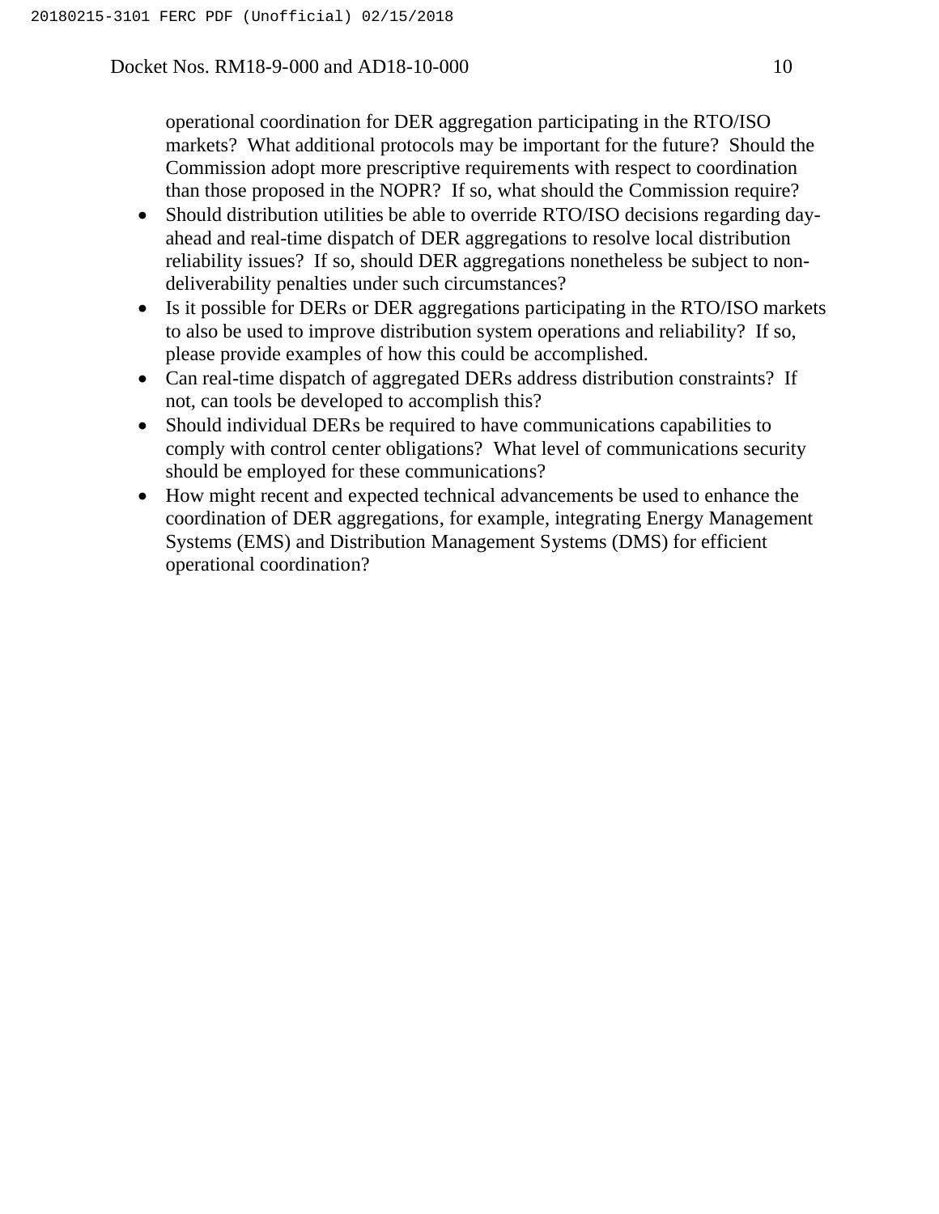operational coordination for DER aggregation participating in the RTO/ISO markets? What additional protocols may be important for the future? Should the Commission adopt more prescriptive requirements with respect to coordination than those proposed in the NOPR? If so, what should the Commission require?

- Should distribution utilities be able to override RTO/ISO decisions regarding day-ahead and real-time dispatch of DER aggregations to resolve local distribution reliability issues? If so, should DER aggregations nonetheless be subject to non-deliverability penalties under such circumstances?
- Is it possible for DERs or DER aggregations participating in the RTO/ISO markets to also be used to improve distribution system operations and reliability? If so, please provide examples of how this could be accomplished.
- Can real-time dispatch of aggregated DERs address distribution constraints? If not, can tools be developed to accomplish this?
- Should individual DERs be required to have communications capabilities to comply with control center obligations? What level of communications security should be employed for these communications?
- How might recent and expected technical advancements be used to enhance the coordination of DER aggregations, for example, integrating Energy Management Systems (EMS) and Distribution Management Systems (DMS) for efficient operational coordination?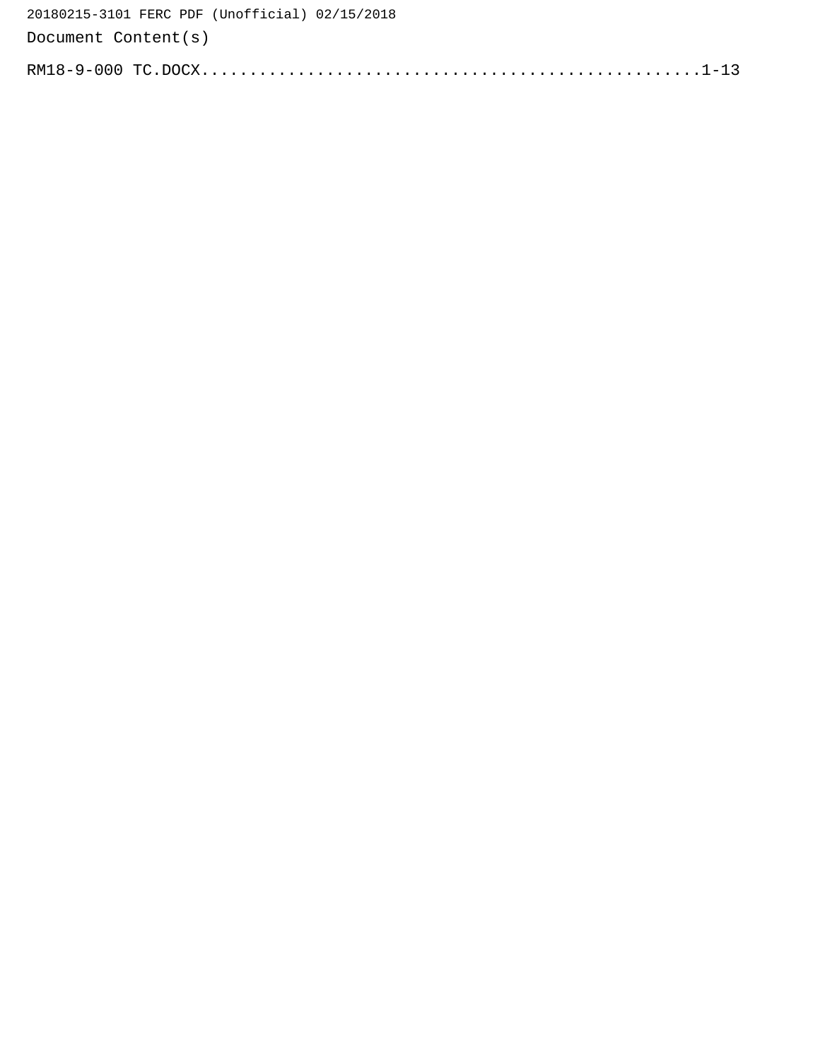Document Content(s)

RM18-9-000 TC.DOCX.....................................................1-13